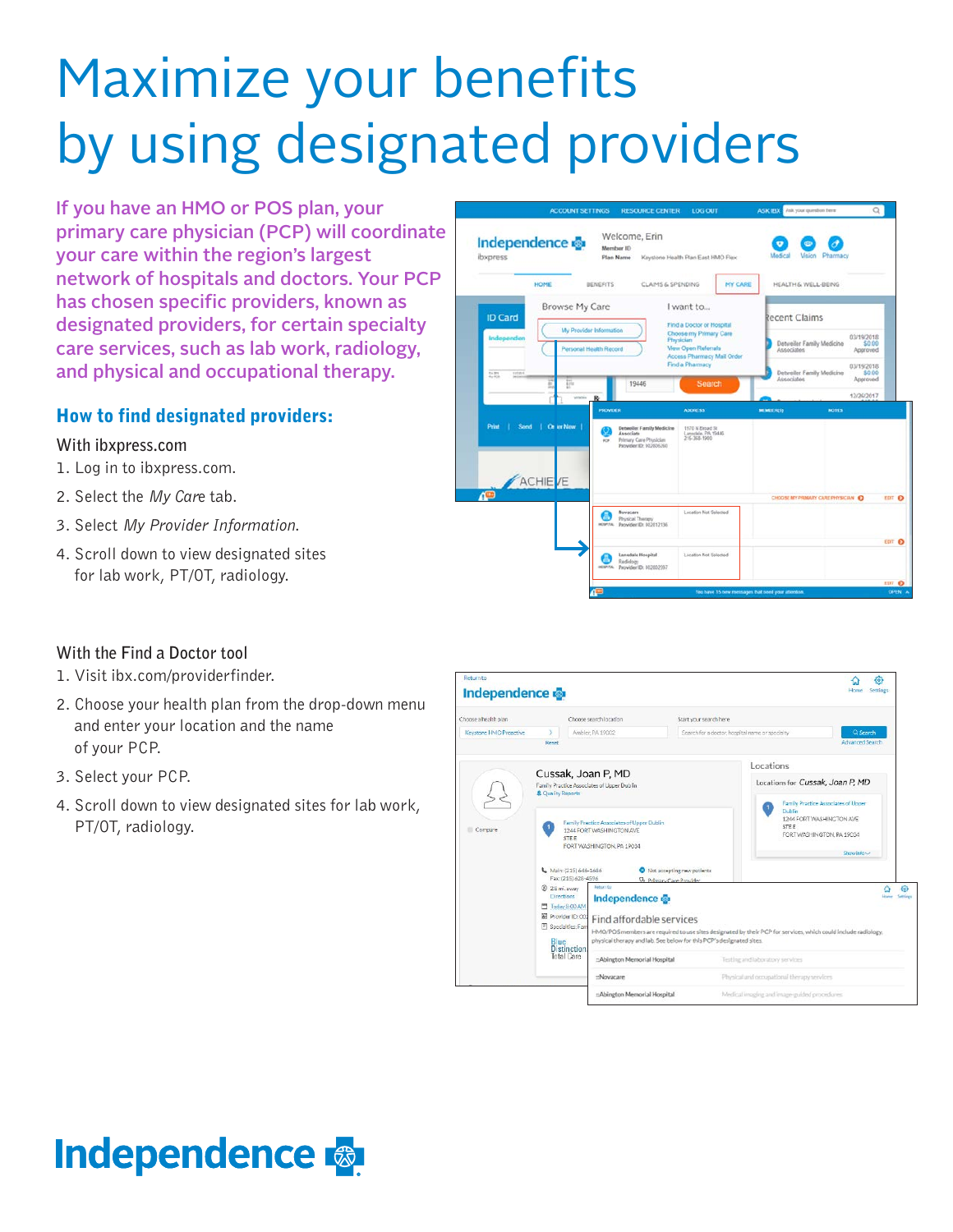# Maximize your benefits by using designated providers

If you have an HMO or POS plan, your primary care physician (PCP) will coordinate your care within the region's largest network of hospitals and doctors. Your PCP has chosen specific providers, known as designated providers, for certain specialty care services, such as lab work, radiology, and physical and occupational therapy.

## How to find designated providers:

With ibxpress.com

1. Log in to ibxpress.com.
2. Select the *My Care* tab.
3. Select *My Provider Information*.
4. Scroll down to view designated sites for lab work, PT/OT, radiology.

With the Find a Doctor tool

1. Visit ibx.com/providerfinder.
2. Choose your health plan from the drop-down menu and enter your location and the name of your PCP.
3. Select your PCP.
4. Scroll down to view designated sites for lab work, PT/OT, radiology.

Independence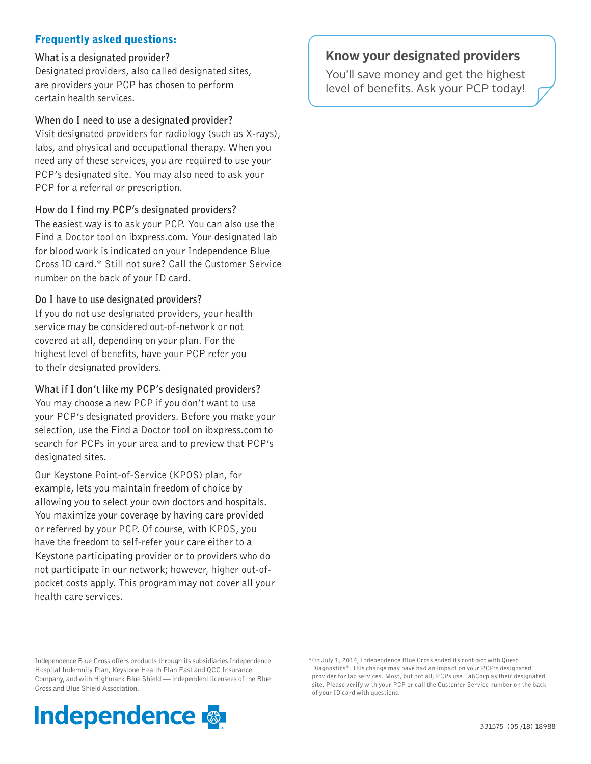## Frequently asked questions:

### What is a designated provider?

Designated providers, also called designated sites, are providers your PCP has chosen to perform certain health services.

### When do I need to use a designated provider?

Visit designated providers for radiology (such as X-rays), labs, and physical and occupational therapy. When you need any of these services, you are required to use your PCP's designated site. You may also need to ask your PCP for a referral or prescription.

### How do I find my PCP's designated providers?

The easiest way is to ask your PCP. You can also use the Find a Doctor tool on ibxpress.com. Your designated lab for blood work is indicated on your Independence Blue Cross ID card.* Still not sure? Call the Customer Service number on the back of your ID card.

### Do I have to use designated providers?

If you do not use designated providers, your health service may be considered out-of-network or not covered at all, depending on your plan. For the highest level of benefits, have your PCP refer you to their designated providers.

### What if I don't like my PCP's designated providers?

You may choose a new PCP if you don't want to use your PCP's designated providers. Before you make your selection, use the Find a Doctor tool on ibxpress.com to search for PCPs in your area and to preview that PCP's designated sites.

Our Keystone Point-of-Service (KPOS) plan, for example, lets you maintain freedom of choice by allowing you to select your own doctors and hospitals. You maximize your coverage by having care provided or referred by your PCP. Of course, with KPOS, you have the freedom to self-refer your care either to a Keystone participating provider or to providers who do not participate in our network; however, higher out-of-pocket costs apply. This program may not cover all your health care services.

## Know your designated providers

You'll save money and get the highest level of benefits. Ask your PCP today!

Independence Blue Cross offers products through its subsidiaries Independence Hospital Indemnity Plan, Keystone Health Plan East and QCC Insurance Company, and with Highmark Blue Shield — independent licensees of the Blue Cross and Blue Shield Association.

*On July 1, 2014, Independence Blue Cross ended its contract with Quest Diagnostics®. This change may have had an impact on your PCP's designated provider for lab services. Most, but not all, PCPs use LabCorp as their designated site. Please verify with your PCP or call the Customer Service number on the back of your ID card with questions.

**Independence**

331575 (05 /18) 18988